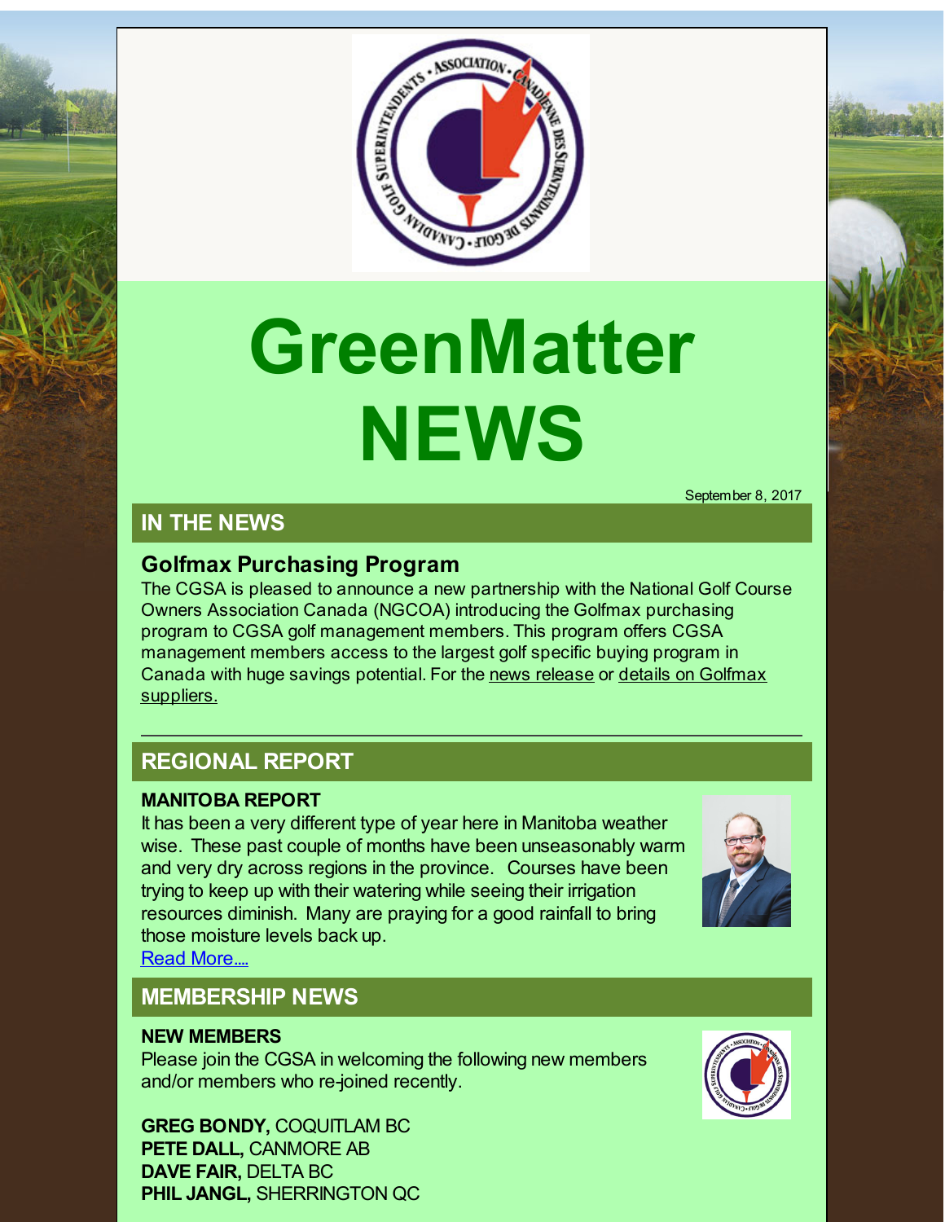# GreenMatter NEWS

September 8, 2017

## IN THE NEWS

### Golfmax Purchasing Program

The CGSA is pleased to announce a new partnership with the National Golf Course Owners Association Canada (NGCOA) introducing the Golfmax purchasing program to CGSA golf management members. This program offers CGSA management members access to the largest golf specific buying program in Canada with huge savings potential. For the news release or details on Golfmax suppliers.

---

## REGIONAL REPORT

**MANITOBA REPORT**

It has been a very different type of year here in Manitoba weather wise. These past couple of months have been unseasonably warm and very dry across regions in the province. Courses have been trying to keep up with their watering while seeing their irrigation resources diminish. Many are praying for a good rainfall to bring those moisture levels back up.

Read More....

## MEMBERSHIP NEWS

**NEW MEMBERS**

Please join the CGSA in welcoming the following new members and/or members who re-joined recently.

**GREG BONDY,** COQUITLAM BC
**PETE DALL,** CANMORE AB
**DAVE FAIR,** DELTA BC
**PHIL JANGL,** SHERRINGTON QC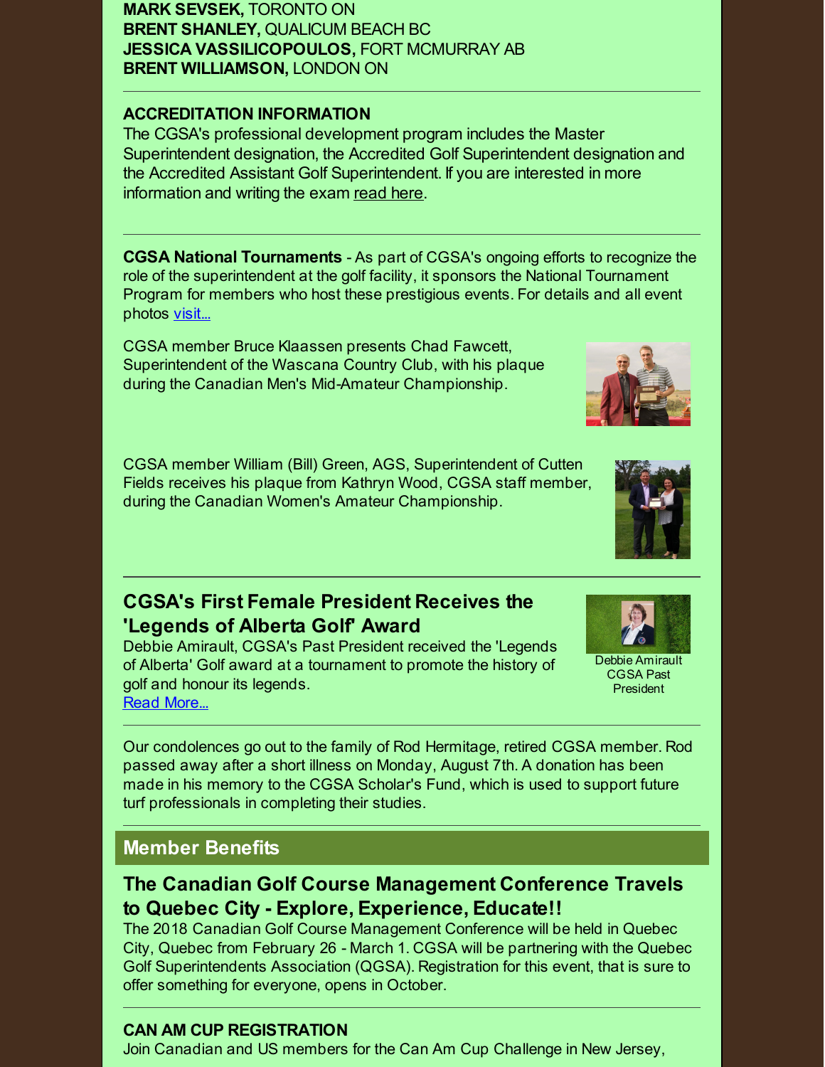**MARK SEVSEK,** TORONTO ON
**BRENT SHANLEY,** QUALICUM BEACH BC
**JESSICA VASSILICOPOULOS,** FORT MCMURRAY AB
**BRENT WILLIAMSON,** LONDON ON

---

**ACCREDITATION INFORMATION**

The CGSA's professional development program includes the Master Superintendent designation, the Accredited Golf Superintendent designation and the Accredited Assistant Golf Superintendent. If you are interested in more information and writing the exam read here.

---

**CGSA National Tournaments** - As part of CGSA's ongoing efforts to recognize the role of the superintendent at the golf facility, it sponsors the National Tournament Program for members who host these prestigious events. For details and all event photos visit...

CGSA member Bruce Klaassen presents Chad Fawcett, Superintendent of the Wascana Country Club, with his plaque during the Canadian Men's Mid-Amateur Championship.

CGSA member William (Bill) Green, AGS, Superintendent of Cutten Fields receives his plaque from Kathryn Wood, CGSA staff member, during the Canadian Women's Amateur Championship.

---

## CGSA's First Female President Receives the 'Legends of Alberta Golf' Award

Debbie Amirault, CGSA's Past President received the 'Legends of Alberta' Golf award at a tournament to promote the history of golf and honour its legends.
Read More...

Debbie Amirault
CGSA Past President

---

Our condolences go out to the family of Rod Hermitage, retired CGSA member. Rod passed away after a short illness on Monday, August 7th. A donation has been made in his memory to the CGSA Scholar's Fund, which is used to support future turf professionals in completing their studies.

---

## Member Benefits

### The Canadian Golf Course Management Conference Travels to Quebec City - Explore, Experience, Educate!!

The 2018 Canadian Golf Course Management Conference will be held in Quebec City, Quebec from February 26 - March 1. CGSA will be partnering with the Quebec Golf Superintendents Association (QGSA). Registration for this event, that is sure to offer something for everyone, opens in October.

---

**CAN AM CUP REGISTRATION**

Join Canadian and US members for the Can Am Cup Challenge in New Jersey,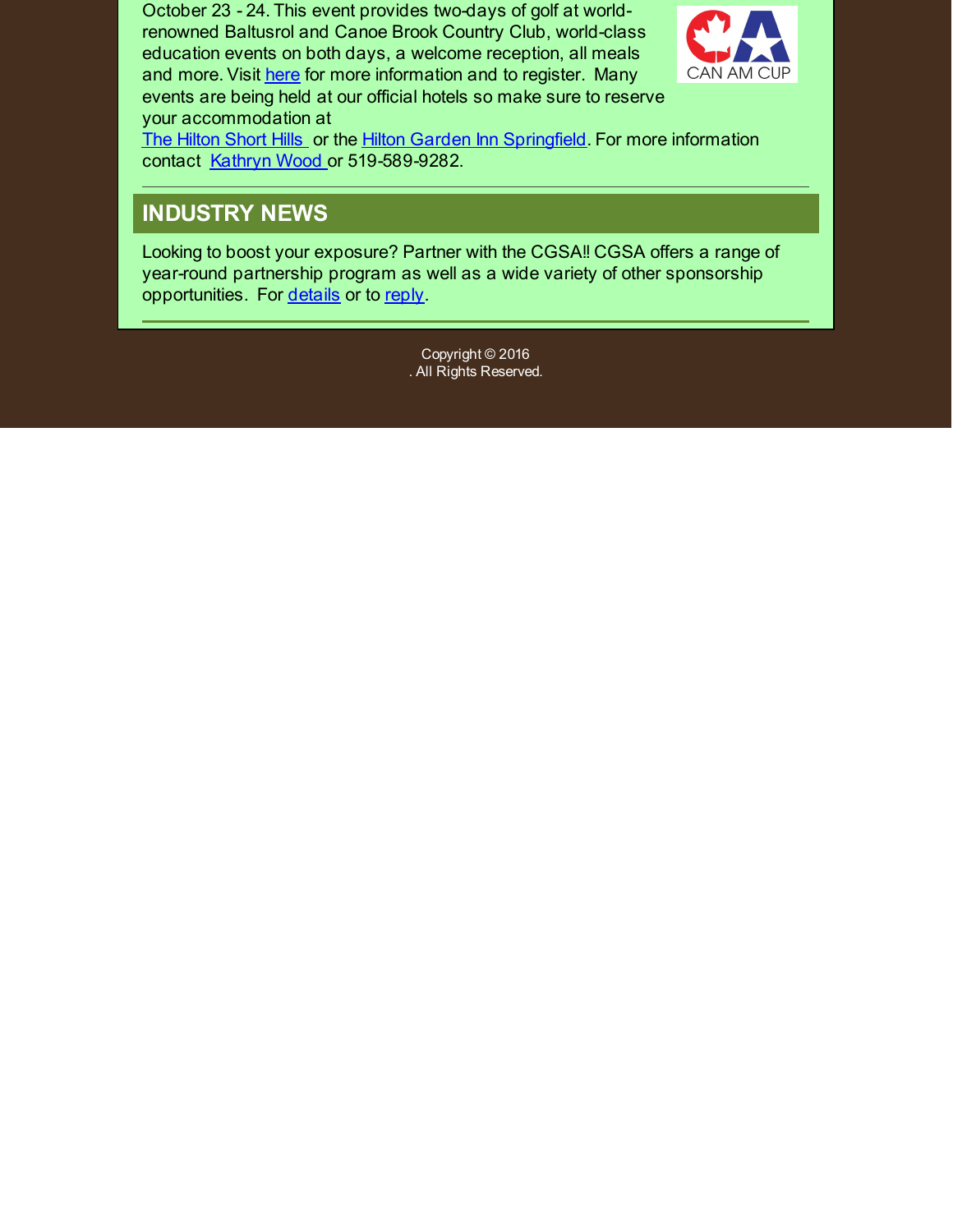October 23 - 24. This event provides two-days of golf at world-renowned Baltusrol and Canoe Brook Country Club, world-class education events on both days, a welcome reception, all meals and more. Visit here for more information and to register. Many events are being held at our official hotels so make sure to reserve your accommodation at The Hilton Short Hills or the Hilton Garden Inn Springfield. For more information contact Kathryn Wood or 519-589-9282.

---

## INDUSTRY NEWS

Looking to boost your exposure? Partner with the CGSA!! CGSA offers a range of year-round partnership program as well as a wide variety of other sponsorship opportunities. For details or to reply.

---

Copyright © 2016
. All Rights Reserved.